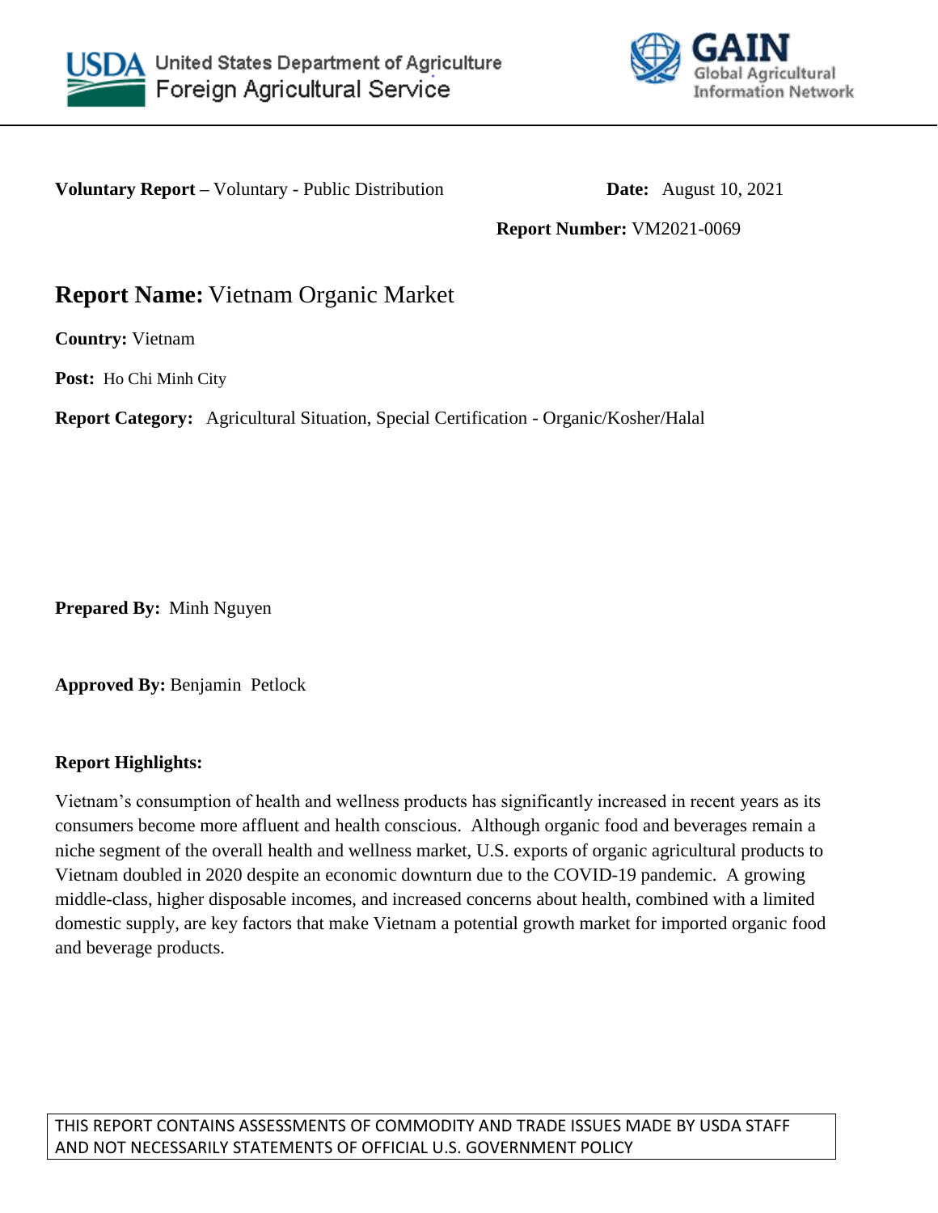USDA United States Department of Agriculture
Foreign Agricultural Service

GAIN Global Agricultural Information Network

**Voluntary Report –** Voluntary - Public Distribution **Date:** August 10, 2021

**Report Number:** VM2021-0069

# **Report Name:** Vietnam Organic Market

**Country:** Vietnam

**Post:** Ho Chi Minh City

**Report Category:** Agricultural Situation, Special Certification - Organic/Kosher/Halal

**Prepared By:** Minh Nguyen

**Approved By:** Benjamin Petlock

**Report Highlights:**

Vietnam's consumption of health and wellness products has significantly increased in recent years as its consumers become more affluent and health conscious. Although organic food and beverages remain a niche segment of the overall health and wellness market, U.S. exports of organic agricultural products to Vietnam doubled in 2020 despite an economic downturn due to the COVID-19 pandemic. A growing middle-class, higher disposable incomes, and increased concerns about health, combined with a limited domestic supply, are key factors that make Vietnam a potential growth market for imported organic food and beverage products.

THIS REPORT CONTAINS ASSESSMENTS OF COMMODITY AND TRADE ISSUES MADE BY USDA STAFF AND NOT NECESSARILY STATEMENTS OF OFFICIAL U.S. GOVERNMENT POLICY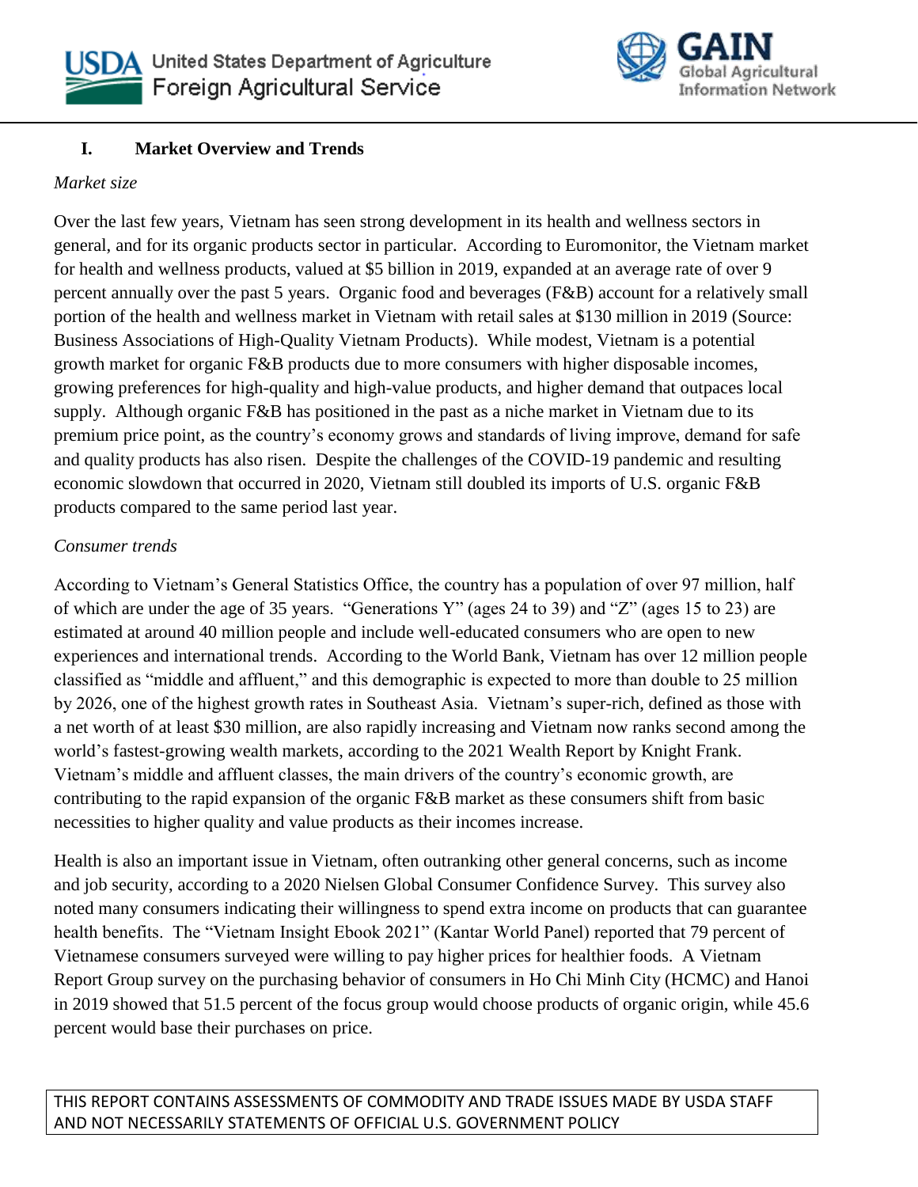## I. Market Overview and Trends

*Market size*

Over the last few years, Vietnam has seen strong development in its health and wellness sectors in general, and for its organic products sector in particular. According to Euromonitor, the Vietnam market for health and wellness products, valued at $5 billion in 2019, expanded at an average rate of over 9 percent annually over the past 5 years. Organic food and beverages (F&B) account for a relatively small portion of the health and wellness market in Vietnam with retail sales at $130 million in 2019 (Source: Business Associations of High-Quality Vietnam Products). While modest, Vietnam is a potential growth market for organic F&B products due to more consumers with higher disposable incomes, growing preferences for high-quality and high-value products, and higher demand that outpaces local supply. Although organic F&B has positioned in the past as a niche market in Vietnam due to its premium price point, as the country's economy grows and standards of living improve, demand for safe and quality products has also risen. Despite the challenges of the COVID-19 pandemic and resulting economic slowdown that occurred in 2020, Vietnam still doubled its imports of U.S. organic F&B products compared to the same period last year.

*Consumer trends*

According to Vietnam's General Statistics Office, the country has a population of over 97 million, half of which are under the age of 35 years. "Generations Y" (ages 24 to 39) and "Z" (ages 15 to 23) are estimated at around 40 million people and include well-educated consumers who are open to new experiences and international trends. According to the World Bank, Vietnam has over 12 million people classified as "middle and affluent," and this demographic is expected to more than double to 25 million by 2026, one of the highest growth rates in Southeast Asia. Vietnam's super-rich, defined as those with a net worth of at least $30 million, are also rapidly increasing and Vietnam now ranks second among the world's fastest-growing wealth markets, according to the 2021 Wealth Report by Knight Frank. Vietnam's middle and affluent classes, the main drivers of the country's economic growth, are contributing to the rapid expansion of the organic F&B market as these consumers shift from basic necessities to higher quality and value products as their incomes increase.

Health is also an important issue in Vietnam, often outranking other general concerns, such as income and job security, according to a 2020 Nielsen Global Consumer Confidence Survey. This survey also noted many consumers indicating their willingness to spend extra income on products that can guarantee health benefits. The "Vietnam Insight Ebook 2021" (Kantar World Panel) reported that 79 percent of Vietnamese consumers surveyed were willing to pay higher prices for healthier foods. A Vietnam Report Group survey on the purchasing behavior of consumers in Ho Chi Minh City (HCMC) and Hanoi in 2019 showed that 51.5 percent of the focus group would choose products of organic origin, while 45.6 percent would base their purchases on price.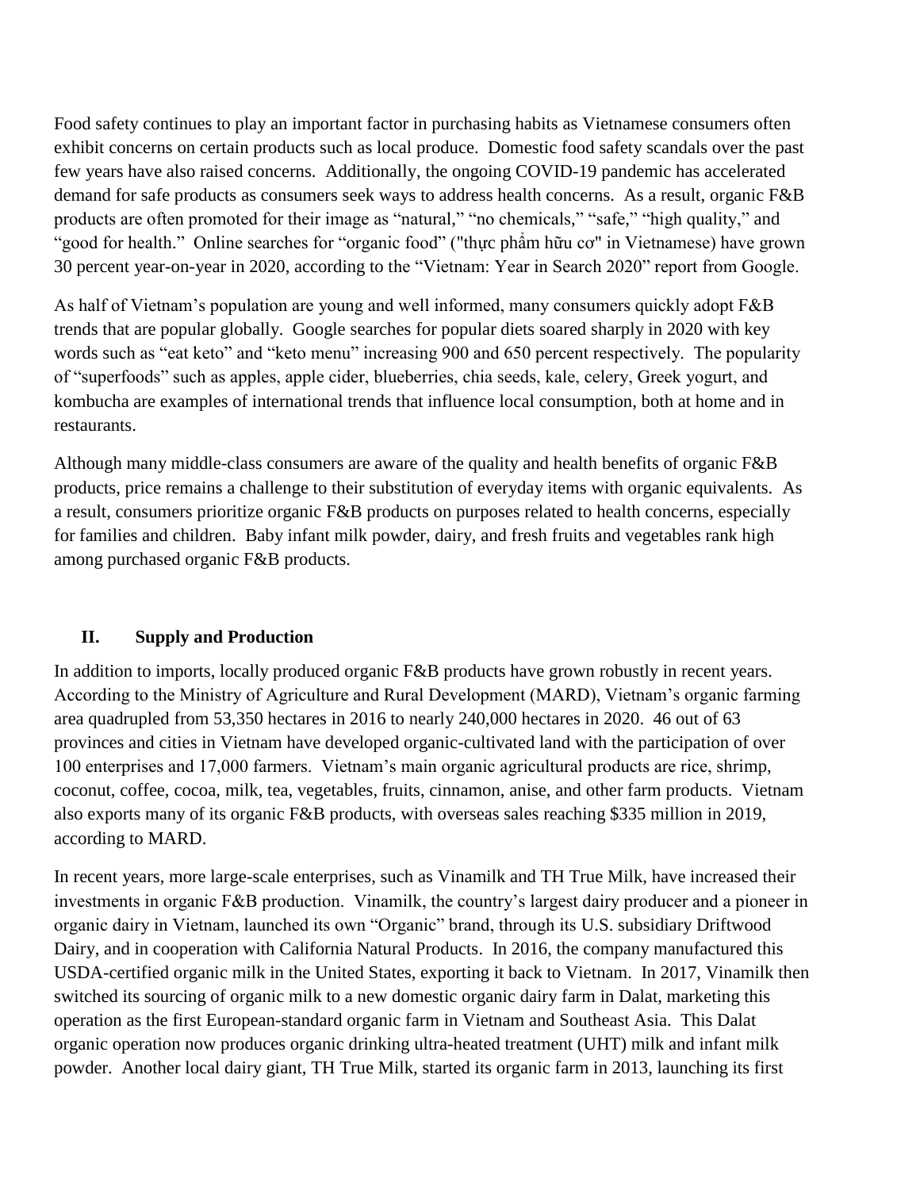Food safety continues to play an important factor in purchasing habits as Vietnamese consumers often exhibit concerns on certain products such as local produce. Domestic food safety scandals over the past few years have also raised concerns. Additionally, the ongoing COVID-19 pandemic has accelerated demand for safe products as consumers seek ways to address health concerns. As a result, organic F&B products are often promoted for their image as "natural," "no chemicals," "safe," "high quality," and "good for health." Online searches for "organic food" ("thực phẩm hữu cơ" in Vietnamese) have grown 30 percent year-on-year in 2020, according to the "Vietnam: Year in Search 2020" report from Google.

As half of Vietnam's population are young and well informed, many consumers quickly adopt F&B trends that are popular globally. Google searches for popular diets soared sharply in 2020 with key words such as "eat keto" and "keto menu" increasing 900 and 650 percent respectively. The popularity of "superfoods" such as apples, apple cider, blueberries, chia seeds, kale, celery, Greek yogurt, and kombucha are examples of international trends that influence local consumption, both at home and in restaurants.

Although many middle-class consumers are aware of the quality and health benefits of organic F&B products, price remains a challenge to their substitution of everyday items with organic equivalents. As a result, consumers prioritize organic F&B products on purposes related to health concerns, especially for families and children. Baby infant milk powder, dairy, and fresh fruits and vegetables rank high among purchased organic F&B products.

## II. Supply and Production

In addition to imports, locally produced organic F&B products have grown robustly in recent years. According to the Ministry of Agriculture and Rural Development (MARD), Vietnam's organic farming area quadrupled from 53,350 hectares in 2016 to nearly 240,000 hectares in 2020. 46 out of 63 provinces and cities in Vietnam have developed organic-cultivated land with the participation of over 100 enterprises and 17,000 farmers. Vietnam's main organic agricultural products are rice, shrimp, coconut, coffee, cocoa, milk, tea, vegetables, fruits, cinnamon, anise, and other farm products. Vietnam also exports many of its organic F&B products, with overseas sales reaching $335 million in 2019, according to MARD.

In recent years, more large-scale enterprises, such as Vinamilk and TH True Milk, have increased their investments in organic F&B production. Vinamilk, the country's largest dairy producer and a pioneer in organic dairy in Vietnam, launched its own "Organic" brand, through its U.S. subsidiary Driftwood Dairy, and in cooperation with California Natural Products. In 2016, the company manufactured this USDA-certified organic milk in the United States, exporting it back to Vietnam. In 2017, Vinamilk then switched its sourcing of organic milk to a new domestic organic dairy farm in Dalat, marketing this operation as the first European-standard organic farm in Vietnam and Southeast Asia. This Dalat organic operation now produces organic drinking ultra-heated treatment (UHT) milk and infant milk powder. Another local dairy giant, TH True Milk, started its organic farm in 2013, launching its first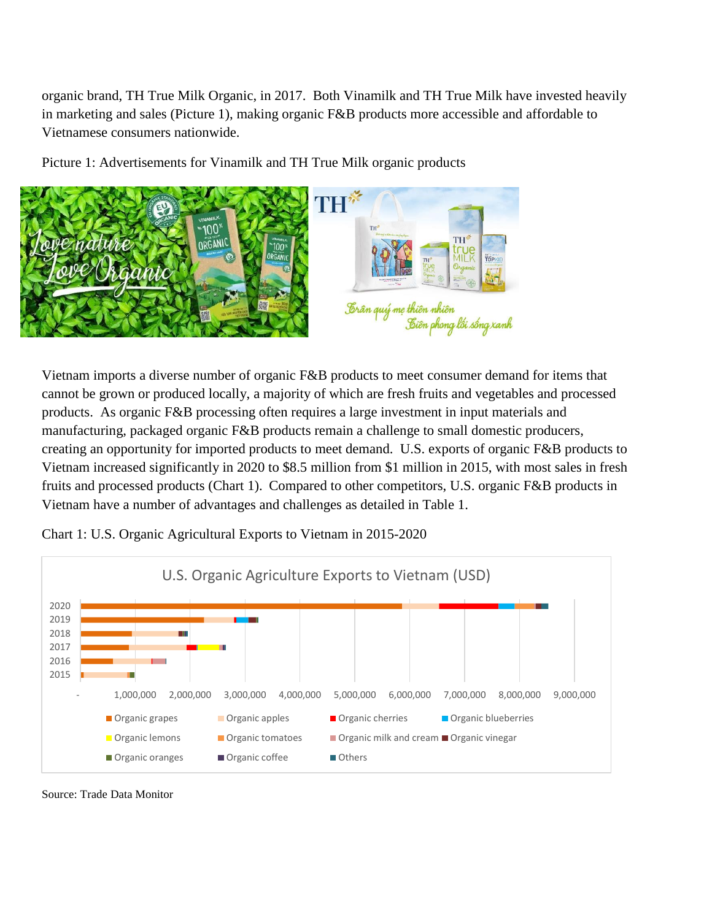organic brand, TH True Milk Organic, in 2017. Both Vinamilk and TH True Milk have invested heavily in marketing and sales (Picture 1), making organic F&B products more accessible and affordable to Vietnamese consumers nationwide.

Picture 1: Advertisements for Vinamilk and TH True Milk organic products

Vietnam imports a diverse number of organic F&B products to meet consumer demand for items that cannot be grown or produced locally, a majority of which are fresh fruits and vegetables and processed products. As organic F&B processing often requires a large investment in input materials and manufacturing, packaged organic F&B products remain a challenge to small domestic producers, creating an opportunity for imported products to meet demand. U.S. exports of organic F&B products to Vietnam increased significantly in 2020 to $8.5 million from $1 million in 2015, with most sales in fresh fruits and processed products (Chart 1). Compared to other competitors, U.S. organic F&B products in Vietnam have a number of advantages and challenges as detailed in Table 1.

Chart 1: U.S. Organic Agricultural Exports to Vietnam in 2015-2020

Source: Trade Data Monitor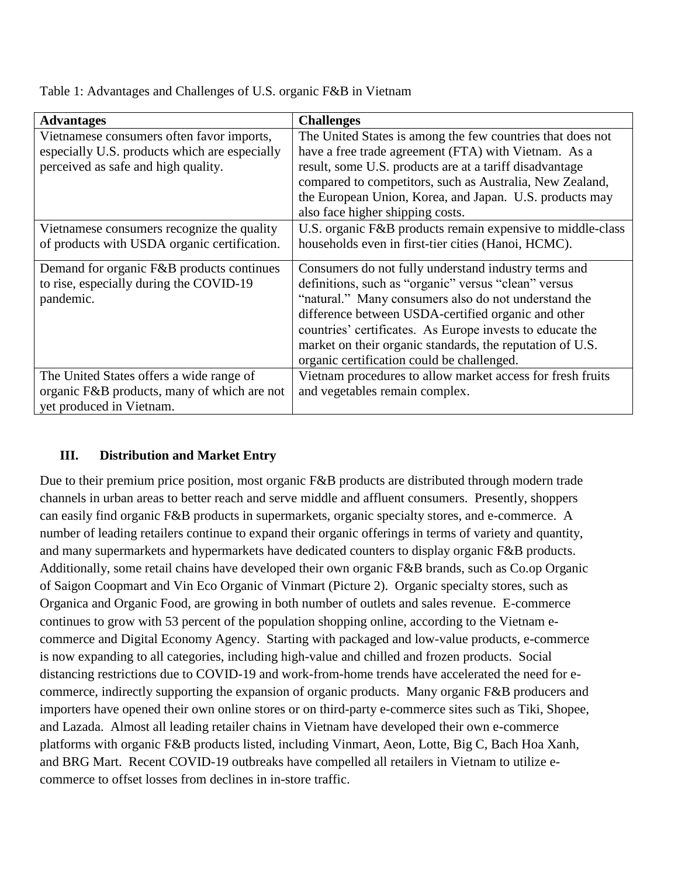Table 1: Advantages and Challenges of U.S. organic F&B in Vietnam

| Advantages | Challenges |
| --- | --- |
| Vietnamese consumers often favor imports, especially U.S. products which are especially perceived as safe and high quality. | The United States is among the few countries that does not have a free trade agreement (FTA) with Vietnam. As a result, some U.S. products are at a tariff disadvantage compared to competitors, such as Australia, New Zealand, the European Union, Korea, and Japan. U.S. products may also face higher shipping costs. |
| Vietnamese consumers recognize the quality of products with USDA organic certification. | U.S. organic F&B products remain expensive to middle-class households even in first-tier cities (Hanoi, HCMC). |
| Demand for organic F&B products continues to rise, especially during the COVID-19 pandemic. | Consumers do not fully understand industry terms and definitions, such as "organic" versus "clean" versus "natural." Many consumers also do not understand the difference between USDA-certified organic and other countries' certificates. As Europe invests to educate the market on their organic standards, the reputation of U.S. organic certification could be challenged. |
| The United States offers a wide range of organic F&B products, many of which are not yet produced in Vietnam. | Vietnam procedures to allow market access for fresh fruits and vegetables remain complex. |

## III. Distribution and Market Entry

Due to their premium price position, most organic F&B products are distributed through modern trade channels in urban areas to better reach and serve middle and affluent consumers. Presently, shoppers can easily find organic F&B products in supermarkets, organic specialty stores, and e-commerce. A number of leading retailers continue to expand their organic offerings in terms of variety and quantity, and many supermarkets and hypermarkets have dedicated counters to display organic F&B products. Additionally, some retail chains have developed their own organic F&B brands, such as Co.op Organic of Saigon Coopmart and Vin Eco Organic of Vinmart (Picture 2). Organic specialty stores, such as Organica and Organic Food, are growing in both number of outlets and sales revenue. E-commerce continues to grow with 53 percent of the population shopping online, according to the Vietnam e-commerce and Digital Economy Agency. Starting with packaged and low-value products, e-commerce is now expanding to all categories, including high-value and chilled and frozen products. Social distancing restrictions due to COVID-19 and work-from-home trends have accelerated the need for e-commerce, indirectly supporting the expansion of organic products. Many organic F&B producers and importers have opened their own online stores or on third-party e-commerce sites such as Tiki, Shopee, and Lazada. Almost all leading retailer chains in Vietnam have developed their own e-commerce platforms with organic F&B products listed, including Vinmart, Aeon, Lotte, Big C, Bach Hoa Xanh, and BRG Mart. Recent COVID-19 outbreaks have compelled all retailers in Vietnam to utilize e-commerce to offset losses from declines in in-store traffic.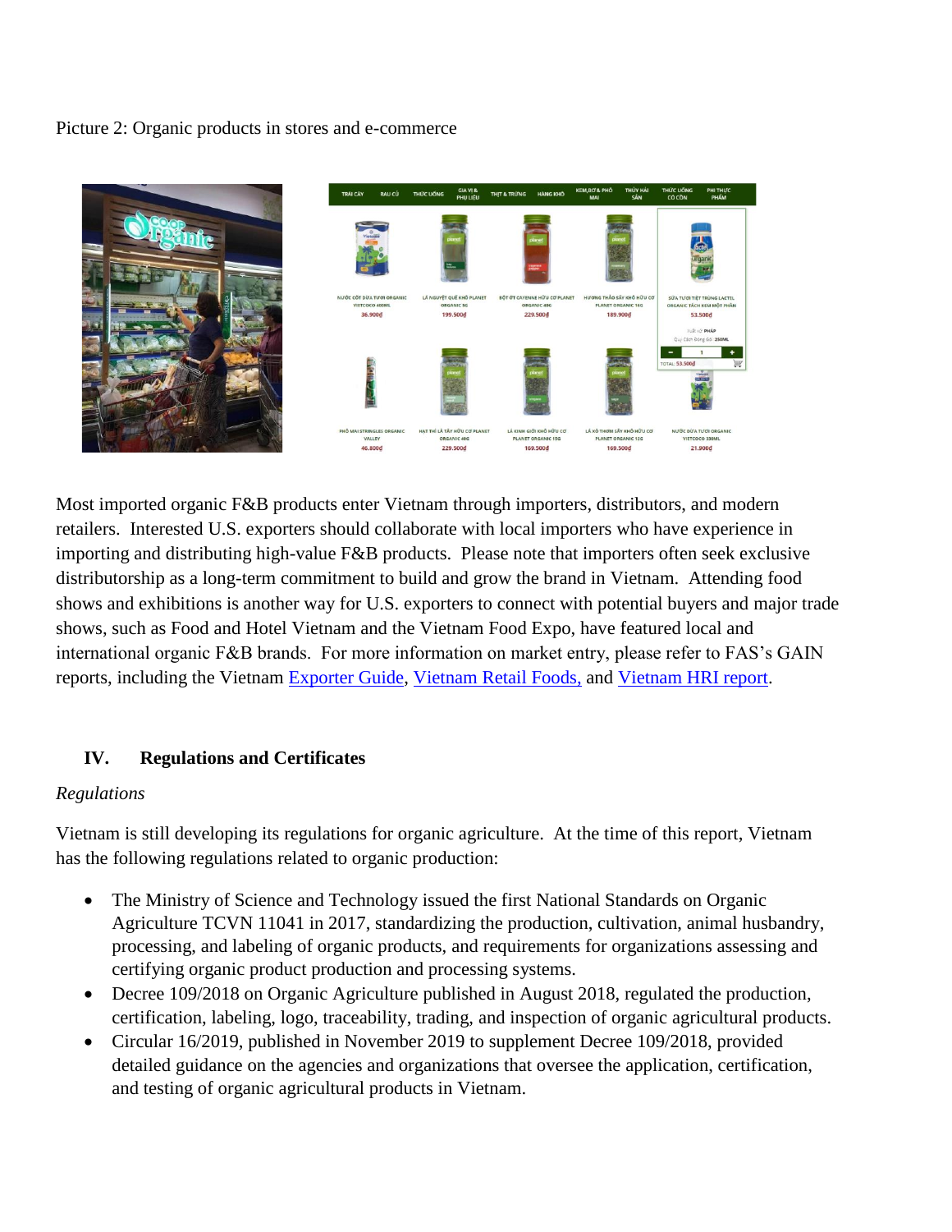Picture 2: Organic products in stores and e-commerce

Most imported organic F&B products enter Vietnam through importers, distributors, and modern retailers. Interested U.S. exporters should collaborate with local importers who have experience in importing and distributing high-value F&B products. Please note that importers often seek exclusive distributorship as a long-term commitment to build and grow the brand in Vietnam. Attending food shows and exhibitions is another way for U.S. exporters to connect with potential buyers and major trade shows, such as Food and Hotel Vietnam and the Vietnam Food Expo, have featured local and international organic F&B brands. For more information on market entry, please refer to FAS's GAIN reports, including the Vietnam Exporter Guide, Vietnam Retail Foods, and Vietnam HRI report.

## IV. Regulations and Certificates

*Regulations*

Vietnam is still developing its regulations for organic agriculture. At the time of this report, Vietnam has the following regulations related to organic production:

- The Ministry of Science and Technology issued the first National Standards on Organic Agriculture TCVN 11041 in 2017, standardizing the production, cultivation, animal husbandry, processing, and labeling of organic products, and requirements for organizations assessing and certifying organic product production and processing systems.
- Decree 109/2018 on Organic Agriculture published in August 2018, regulated the production, certification, labeling, logo, traceability, trading, and inspection of organic agricultural products.
- Circular 16/2019, published in November 2019 to supplement Decree 109/2018, provided detailed guidance on the agencies and organizations that oversee the application, certification, and testing of organic agricultural products in Vietnam.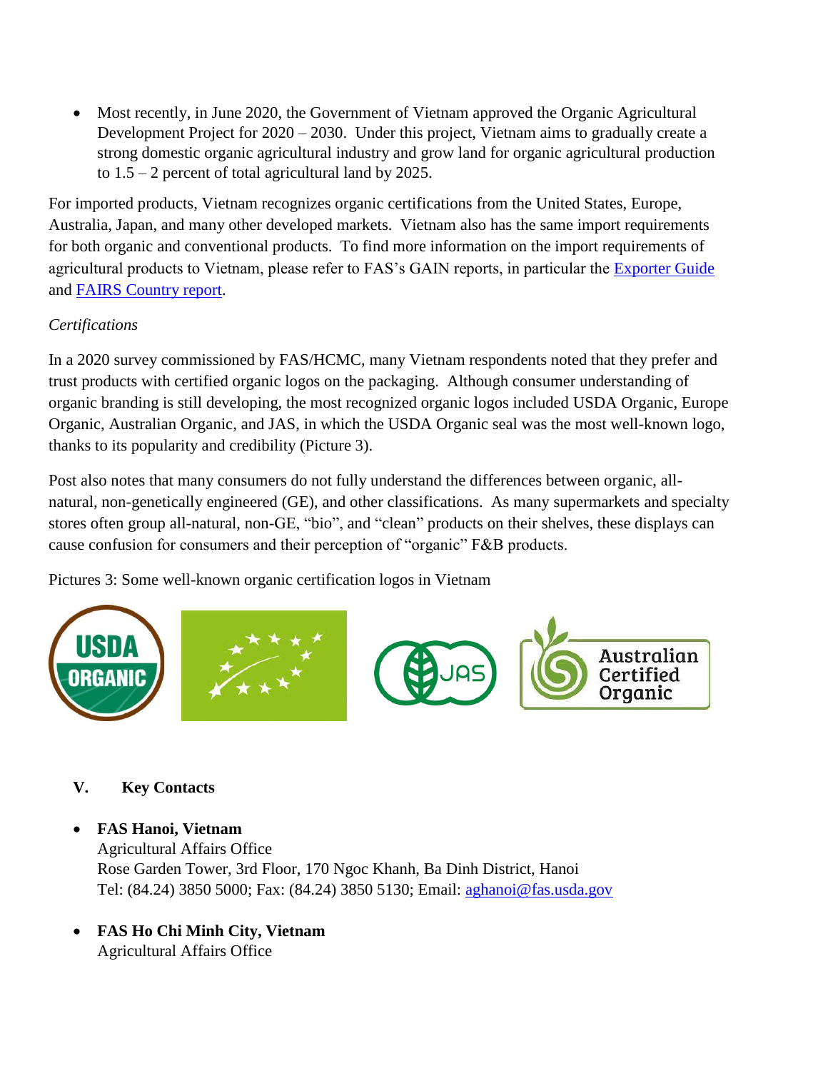- Most recently, in June 2020, the Government of Vietnam approved the Organic Agricultural Development Project for 2020 – 2030. Under this project, Vietnam aims to gradually create a strong domestic organic agricultural industry and grow land for organic agricultural production to 1.5 – 2 percent of total agricultural land by 2025.

For imported products, Vietnam recognizes organic certifications from the United States, Europe, Australia, Japan, and many other developed markets. Vietnam also has the same import requirements for both organic and conventional products. To find more information on the import requirements of agricultural products to Vietnam, please refer to FAS's GAIN reports, in particular the Exporter Guide and FAIRS Country report.

*Certifications*

In a 2020 survey commissioned by FAS/HCMC, many Vietnam respondents noted that they prefer and trust products with certified organic logos on the packaging. Although consumer understanding of organic branding is still developing, the most recognized organic logos included USDA Organic, Europe Organic, Australian Organic, and JAS, in which the USDA Organic seal was the most well-known logo, thanks to its popularity and credibility (Picture 3).

Post also notes that many consumers do not fully understand the differences between organic, all-natural, non-genetically engineered (GE), and other classifications. As many supermarkets and specialty stores often group all-natural, non-GE, "bio", and "clean" products on their shelves, these displays can cause confusion for consumers and their perception of "organic" F&B products.

Pictures 3: Some well-known organic certification logos in Vietnam

## V. Key Contacts

- **FAS Hanoi, Vietnam**
  Agricultural Affairs Office
  Rose Garden Tower, 3rd Floor, 170 Ngoc Khanh, Ba Dinh District, Hanoi
  Tel: (84.24) 3850 5000; Fax: (84.24) 3850 5130; Email: aghanoi@fas.usda.gov

- **FAS Ho Chi Minh City, Vietnam**
  Agricultural Affairs Office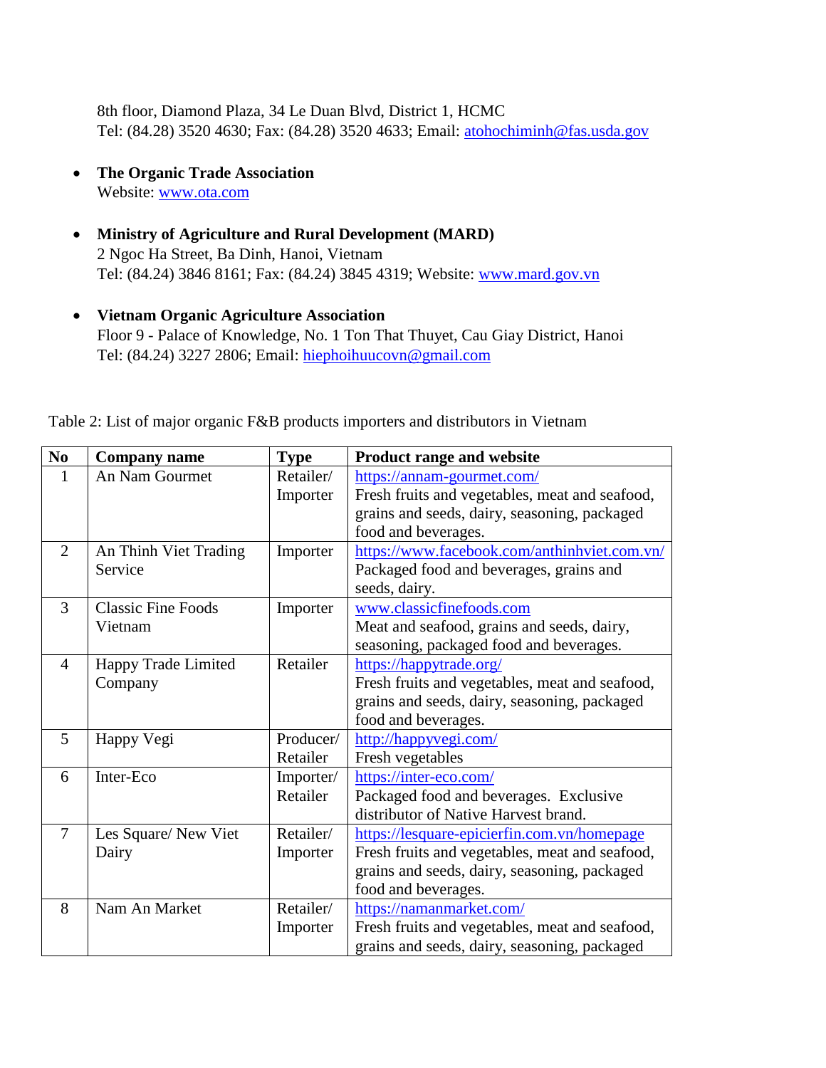8th floor, Diamond Plaza, 34 Le Duan Blvd, District 1, HCMC
Tel: (84.28) 3520 4630; Fax: (84.28) 3520 4633; Email: atohochiminh@fas.usda.gov

- **The Organic Trade Association**
  Website: www.ota.com

- **Ministry of Agriculture and Rural Development (MARD)**
  2 Ngoc Ha Street, Ba Dinh, Hanoi, Vietnam
  Tel: (84.24) 3846 8161; Fax: (84.24) 3845 4319; Website: www.mard.gov.vn

- **Vietnam Organic Agriculture Association**
  Floor 9 - Palace of Knowledge, No. 1 Ton That Thuyet, Cau Giay District, Hanoi
  Tel: (84.24) 3227 2806; Email: hiephoihuucovn@gmail.com

Table 2: List of major organic F&B products importers and distributors in Vietnam

| No | Company name | Type | Product range and website |
|---|---|---|---|
| 1 | An Nam Gourmet | Retailer/ Importer | https://annam-gourmet.com/ Fresh fruits and vegetables, meat and seafood, grains and seeds, dairy, seasoning, packaged food and beverages. |
| 2 | An Thinh Viet Trading Service | Importer | https://www.facebook.com/anthinhviet.com.vn/ Packaged food and beverages, grains and seeds, dairy. |
| 3 | Classic Fine Foods Vietnam | Importer | www.classicfinefoods.com Meat and seafood, grains and seeds, dairy, seasoning, packaged food and beverages. |
| 4 | Happy Trade Limited Company | Retailer | https://happytrade.org/ Fresh fruits and vegetables, meat and seafood, grains and seeds, dairy, seasoning, packaged food and beverages. |
| 5 | Happy Vegi | Producer/ Retailer | http://happyvegi.com/ Fresh vegetables |
| 6 | Inter-Eco | Importer/ Retailer | https://inter-eco.com/ Packaged food and beverages. Exclusive distributor of Native Harvest brand. |
| 7 | Les Square/ New Viet Dairy | Retailer/ Importer | https://lesquare-epicierfin.com.vn/homepage Fresh fruits and vegetables, meat and seafood, grains and seeds, dairy, seasoning, packaged food and beverages. |
| 8 | Nam An Market | Retailer/ Importer | https://namanmarket.com/ Fresh fruits and vegetables, meat and seafood, grains and seeds, dairy, seasoning, packaged |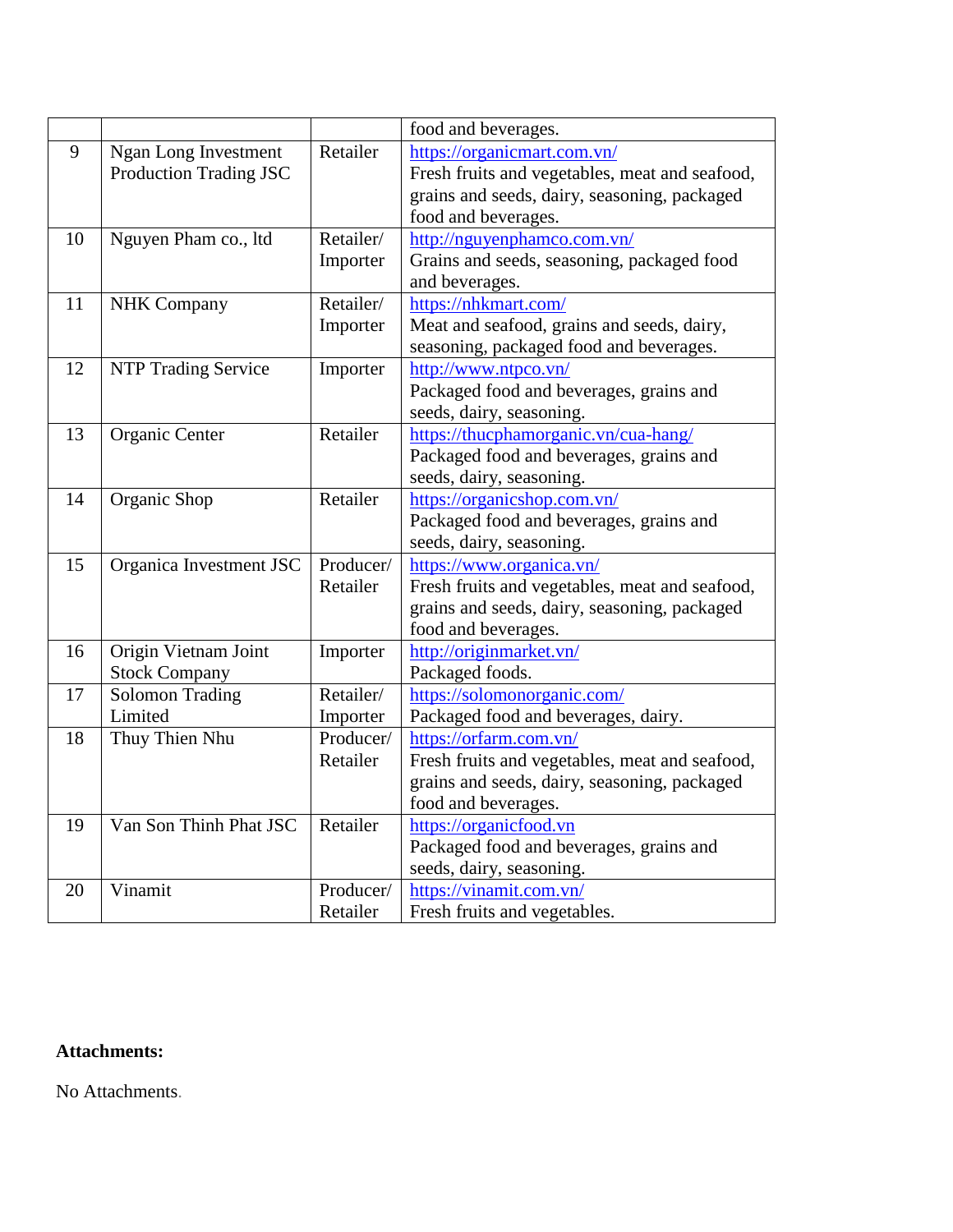| | | | |
|---|---|---|---|
| | | | food and beverages. |
| 9 | Ngan Long Investment Production Trading JSC | Retailer | https://organicmart.com.vn/ Fresh fruits and vegetables, meat and seafood, grains and seeds, dairy, seasoning, packaged food and beverages. |
| 10 | Nguyen Pham co., ltd | Retailer/ Importer | http://nguyenphamco.com.vn/ Grains and seeds, seasoning, packaged food and beverages. |
| 11 | NHK Company | Retailer/ Importer | https://nhkmart.com/ Meat and seafood, grains and seeds, dairy, seasoning, packaged food and beverages. |
| 12 | NTP Trading Service | Importer | http://www.ntpco.vn/ Packaged food and beverages, grains and seeds, dairy, seasoning. |
| 13 | Organic Center | Retailer | https://thucphamorganic.vn/cua-hang/ Packaged food and beverages, grains and seeds, dairy, seasoning. |
| 14 | Organic Shop | Retailer | https://organicshop.com.vn/ Packaged food and beverages, grains and seeds, dairy, seasoning. |
| 15 | Organica Investment JSC | Producer/ Retailer | https://www.organica.vn/ Fresh fruits and vegetables, meat and seafood, grains and seeds, dairy, seasoning, packaged food and beverages. |
| 16 | Origin Vietnam Joint Stock Company | Importer | http://originmarket.vn/ Packaged foods. |
| 17 | Solomon Trading Limited | Retailer/ Importer | https://solomonorganic.com/ Packaged food and beverages, dairy. |
| 18 | Thuy Thien Nhu | Producer/ Retailer | https://orfarm.com.vn/ Fresh fruits and vegetables, meat and seafood, grains and seeds, dairy, seasoning, packaged food and beverages. |
| 19 | Van Son Thinh Phat JSC | Retailer | https://organicfood.vn Packaged food and beverages, grains and seeds, dairy, seasoning. |
| 20 | Vinamit | Producer/ Retailer | https://vinamit.com.vn/ Fresh fruits and vegetables. |

**Attachments:**

No Attachments.